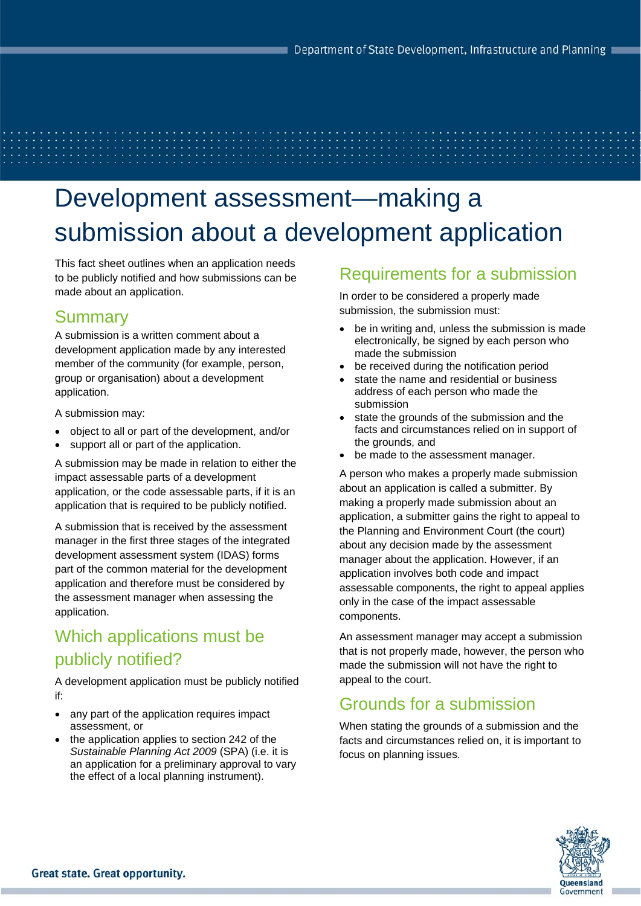# Development assessment—making a submission about a development application

This fact sheet outlines when an application needs to be publicly notified and how submissions can be made about an application.

## Summary

A submission is a written comment about a development application made by any interested member of the community (for example, person, group or organisation) about a development application.

A submission may:

- object to all or part of the development, and/or
- support all or part of the application.

A submission may be made in relation to either the impact assessable parts of a development application, or the code assessable parts, if it is an application that is required to be publicly notified.

A submission that is received by the assessment manager in the first three stages of the integrated development assessment system (IDAS) forms part of the common material for the development application and therefore must be considered by the assessment manager when assessing the application.

## Which applications must be publicly notified?

A development application must be publicly notified if:

- any part of the application requires impact assessment, or
- the application applies to section 242 of the *Sustainable Planning Act 2009* (SPA) (i.e. it is an application for a preliminary approval to vary the effect of a local planning instrument).

## Requirements for a submission

In order to be considered a properly made submission, the submission must:

- be in writing and, unless the submission is made electronically, be signed by each person who made the submission
- be received during the notification period
- state the name and residential or business address of each person who made the submission
- state the grounds of the submission and the facts and circumstances relied on in support of the grounds, and
- be made to the assessment manager.

A person who makes a properly made submission about an application is called a submitter. By making a properly made submission about an application, a submitter gains the right to appeal to the Planning and Environment Court (the court) about any decision made by the assessment manager about the application. However, if an application involves both code and impact assessable components, the right to appeal applies only in the case of the impact assessable components.

An assessment manager may accept a submission that is not properly made, however, the person who made the submission will not have the right to appeal to the court.

## Grounds for a submission

When stating the grounds of a submission and the facts and circumstances relied on, it is important to focus on planning issues.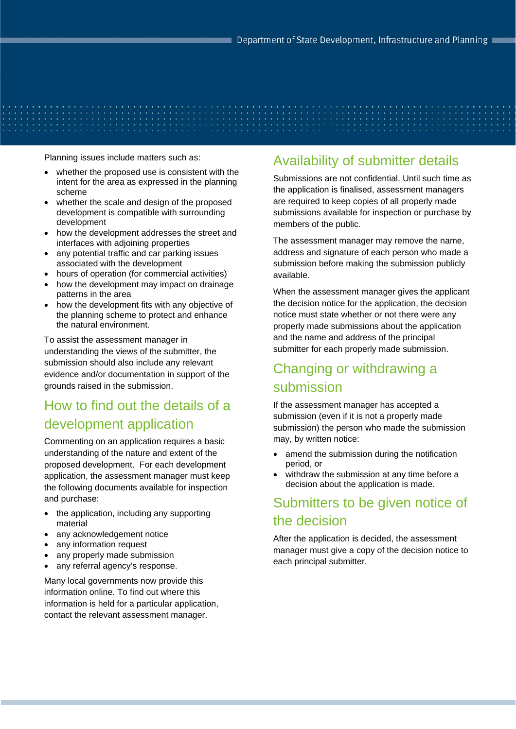Planning issues include matters such as:

- whether the proposed use is consistent with the intent for the area as expressed in the planning scheme
- whether the scale and design of the proposed development is compatible with surrounding development
- how the development addresses the street and interfaces with adjoining properties
- any potential traffic and car parking issues associated with the development
- hours of operation (for commercial activities)
- how the development may impact on drainage patterns in the area
- how the development fits with any objective of the planning scheme to protect and enhance the natural environment.

To assist the assessment manager in understanding the views of the submitter, the submission should also include any relevant evidence and/or documentation in support of the grounds raised in the submission.

## How to find out the details of a development application

Commenting on an application requires a basic understanding of the nature and extent of the proposed development. For each development application, the assessment manager must keep the following documents available for inspection and purchase:

- the application, including any supporting material
- any acknowledgement notice
- any information request
- any properly made submission
- any referral agency's response.

Many local governments now provide this information online. To find out where this information is held for a particular application, contact the relevant assessment manager.

## Availability of submitter details

Submissions are not confidential. Until such time as the application is finalised, assessment managers are required to keep copies of all properly made submissions available for inspection or purchase by members of the public.

The assessment manager may remove the name, address and signature of each person who made a submission before making the submission publicly available.

When the assessment manager gives the applicant the decision notice for the application, the decision notice must state whether or not there were any properly made submissions about the application and the name and address of the principal submitter for each properly made submission.

## Changing or withdrawing a submission

If the assessment manager has accepted a submission (even if it is not a properly made submission) the person who made the submission may, by written notice:

- amend the submission during the notification period, or
- withdraw the submission at any time before a decision about the application is made.

## Submitters to be given notice of the decision

After the application is decided, the assessment manager must give a copy of the decision notice to each principal submitter.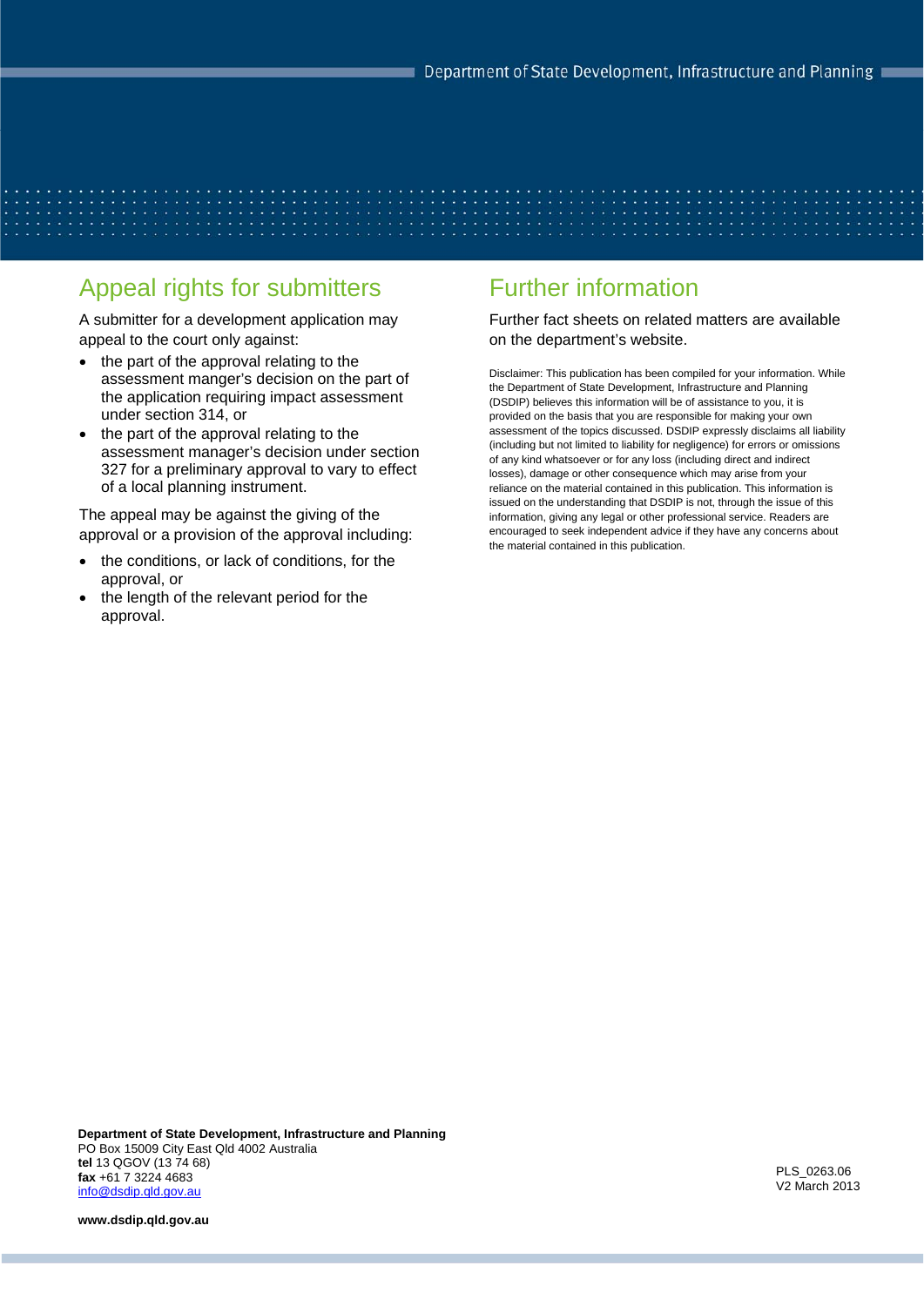## Appeal rights for submitters

A submitter for a development application may appeal to the court only against:

- the part of the approval relating to the assessment manger's decision on the part of the application requiring impact assessment under section 314, or
- the part of the approval relating to the assessment manager's decision under section 327 for a preliminary approval to vary to effect of a local planning instrument.

The appeal may be against the giving of the approval or a provision of the approval including:

- the conditions, or lack of conditions, for the approval, or
- the length of the relevant period for the approval.

## Further information

Further fact sheets on related matters are available on the department's website.

Disclaimer: This publication has been compiled for your information. While the Department of State Development, Infrastructure and Planning (DSDIP) believes this information will be of assistance to you, it is provided on the basis that you are responsible for making your own assessment of the topics discussed. DSDIP expressly disclaims all liability (including but not limited to liability for negligence) for errors or omissions of any kind whatsoever or for any loss (including direct and indirect losses), damage or other consequence which may arise from your reliance on the material contained in this publication. This information is issued on the understanding that DSDIP is not, through the issue of this information, giving any legal or other professional service. Readers are encouraged to seek independent advice if they have any concerns about the material contained in this publication.

**Department of State Development, Infrastructure and Planning**
PO Box 15009 City East Qld 4002 Australia
**tel** 13 QGOV (13 74 68)
**fax** +61 7 3224 4683
info@dsdip.qld.gov.au

**www.dsdip.qld.gov.au**

PLS_0263.06
V2 March 2013